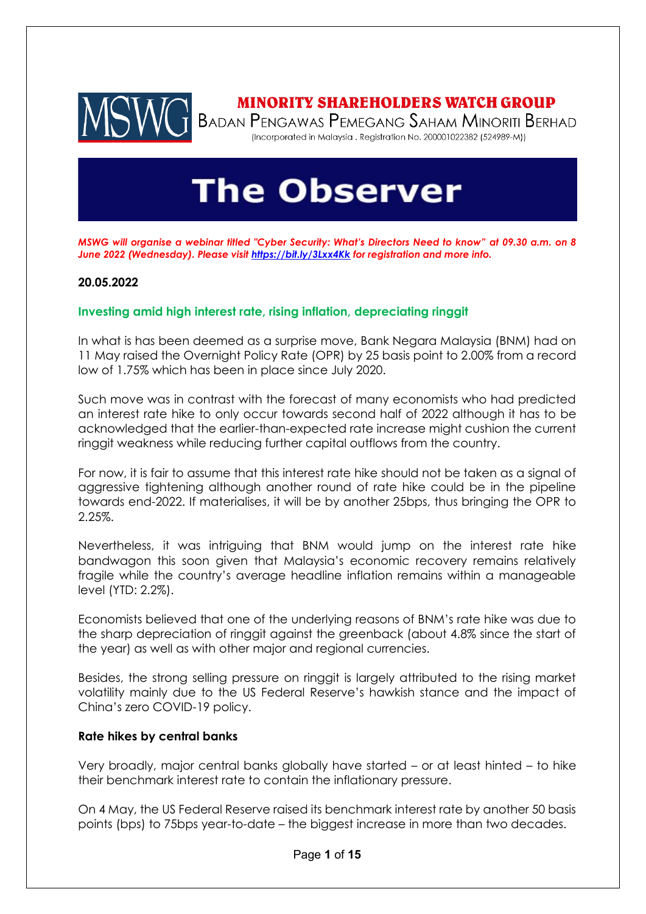MSWG

**MINORITY SHAREHOLDERS WATCH GROUP**

BADAN PENGAWAS PEMEGANG SAHAM MINORITI BERHAD

(Incorporated in Malaysia . Registration No. 200001022382 (524989-M))

# The Observer

***MSWG will organise a webinar titled "Cyber Security: What's Directors Need to know" at 09.30 a.m. on 8 June 2022 (Wednesday). Please visit https://bit.ly/3Lxx4Kk for registration and more info.***

**20.05.2022**

## Investing amid high interest rate, rising inflation, depreciating ringgit

In what is has been deemed as a surprise move, Bank Negara Malaysia (BNM) had on 11 May raised the Overnight Policy Rate (OPR) by 25 basis point to 2.00% from a record low of 1.75% which has been in place since July 2020.

Such move was in contrast with the forecast of many economists who had predicted an interest rate hike to only occur towards second half of 2022 although it has to be acknowledged that the earlier-than-expected rate increase might cushion the current ringgit weakness while reducing further capital outflows from the country.

For now, it is fair to assume that this interest rate hike should not be taken as a signal of aggressive tightening although another round of rate hike could be in the pipeline towards end-2022. If materialises, it will be by another 25bps, thus bringing the OPR to 2.25%.

Nevertheless, it was intriguing that BNM would jump on the interest rate hike bandwagon this soon given that Malaysia's economic recovery remains relatively fragile while the country's average headline inflation remains within a manageable level (YTD: 2.2%).

Economists believed that one of the underlying reasons of BNM's rate hike was due to the sharp depreciation of ringgit against the greenback (about 4.8% since the start of the year) as well as with other major and regional currencies.

Besides, the strong selling pressure on ringgit is largely attributed to the rising market volatility mainly due to the US Federal Reserve's hawkish stance and the impact of China's zero COVID-19 policy.

### Rate hikes by central banks

Very broadly, major central banks globally have started – or at least hinted – to hike their benchmark interest rate to contain the inflationary pressure.

On 4 May, the US Federal Reserve raised its benchmark interest rate by another 50 basis points (bps) to 75bps year-to-date – the biggest increase in more than two decades.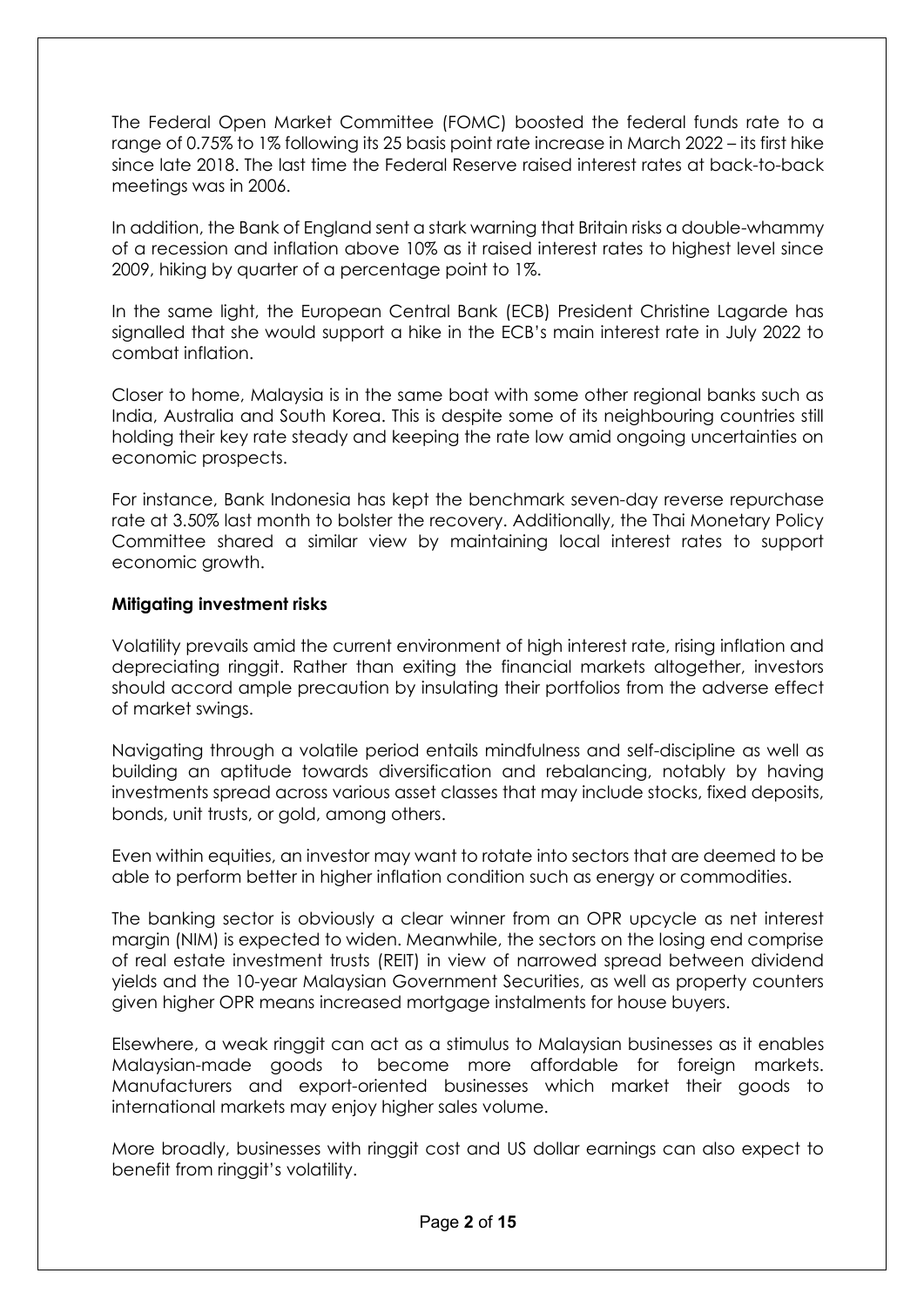The Federal Open Market Committee (FOMC) boosted the federal funds rate to a range of 0.75% to 1% following its 25 basis point rate increase in March 2022 – its first hike since late 2018. The last time the Federal Reserve raised interest rates at back-to-back meetings was in 2006.

In addition, the Bank of England sent a stark warning that Britain risks a double-whammy of a recession and inflation above 10% as it raised interest rates to highest level since 2009, hiking by quarter of a percentage point to 1%.

In the same light, the European Central Bank (ECB) President Christine Lagarde has signalled that she would support a hike in the ECB's main interest rate in July 2022 to combat inflation.

Closer to home, Malaysia is in the same boat with some other regional banks such as India, Australia and South Korea. This is despite some of its neighbouring countries still holding their key rate steady and keeping the rate low amid ongoing uncertainties on economic prospects.

For instance, Bank Indonesia has kept the benchmark seven-day reverse repurchase rate at 3.50% last month to bolster the recovery. Additionally, the Thai Monetary Policy Committee shared a similar view by maintaining local interest rates to support economic growth.

**Mitigating investment risks**

Volatility prevails amid the current environment of high interest rate, rising inflation and depreciating ringgit. Rather than exiting the financial markets altogether, investors should accord ample precaution by insulating their portfolios from the adverse effect of market swings.

Navigating through a volatile period entails mindfulness and self-discipline as well as building an aptitude towards diversification and rebalancing, notably by having investments spread across various asset classes that may include stocks, fixed deposits, bonds, unit trusts, or gold, among others.

Even within equities, an investor may want to rotate into sectors that are deemed to be able to perform better in higher inflation condition such as energy or commodities.

The banking sector is obviously a clear winner from an OPR upcycle as net interest margin (NIM) is expected to widen. Meanwhile, the sectors on the losing end comprise of real estate investment trusts (REIT) in view of narrowed spread between dividend yields and the 10-year Malaysian Government Securities, as well as property counters given higher OPR means increased mortgage instalments for house buyers.

Elsewhere, a weak ringgit can act as a stimulus to Malaysian businesses as it enables Malaysian-made goods to become more affordable for foreign markets. Manufacturers and export-oriented businesses which market their goods to international markets may enjoy higher sales volume.

More broadly, businesses with ringgit cost and US dollar earnings can also expect to benefit from ringgit's volatility.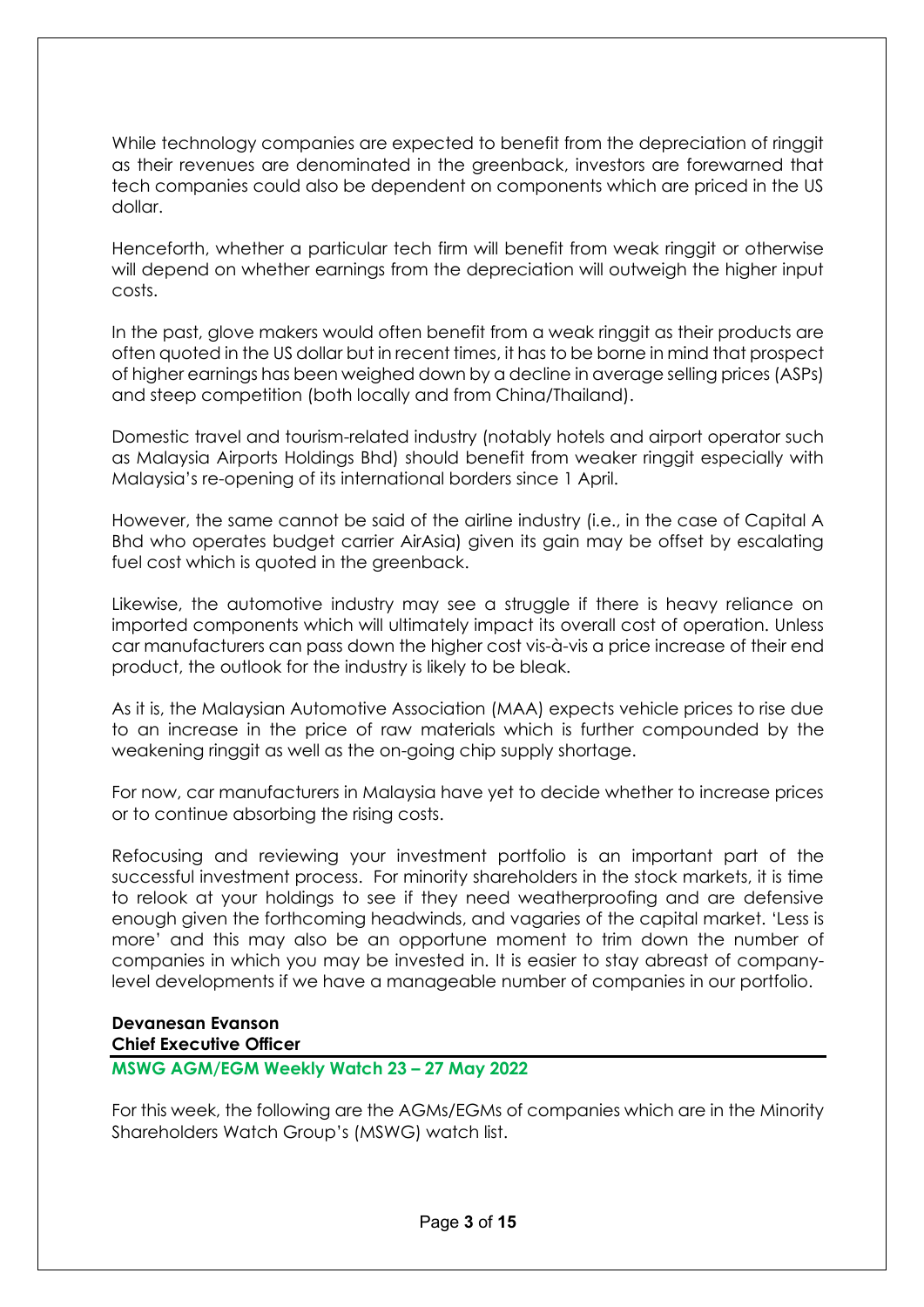While technology companies are expected to benefit from the depreciation of ringgit as their revenues are denominated in the greenback, investors are forewarned that tech companies could also be dependent on components which are priced in the US dollar.

Henceforth, whether a particular tech firm will benefit from weak ringgit or otherwise will depend on whether earnings from the depreciation will outweigh the higher input costs.

In the past, glove makers would often benefit from a weak ringgit as their products are often quoted in the US dollar but in recent times, it has to be borne in mind that prospect of higher earnings has been weighed down by a decline in average selling prices (ASPs) and steep competition (both locally and from China/Thailand).

Domestic travel and tourism-related industry (notably hotels and airport operator such as Malaysia Airports Holdings Bhd) should benefit from weaker ringgit especially with Malaysia's re-opening of its international borders since 1 April.

However, the same cannot be said of the airline industry (i.e., in the case of Capital A Bhd who operates budget carrier AirAsia) given its gain may be offset by escalating fuel cost which is quoted in the greenback.

Likewise, the automotive industry may see a struggle if there is heavy reliance on imported components which will ultimately impact its overall cost of operation. Unless car manufacturers can pass down the higher cost vis-à-vis a price increase of their end product, the outlook for the industry is likely to be bleak.

As it is, the Malaysian Automotive Association (MAA) expects vehicle prices to rise due to an increase in the price of raw materials which is further compounded by the weakening ringgit as well as the on-going chip supply shortage.

For now, car manufacturers in Malaysia have yet to decide whether to increase prices or to continue absorbing the rising costs.

Refocusing and reviewing your investment portfolio is an important part of the successful investment process. For minority shareholders in the stock markets, it is time to relook at your holdings to see if they need weatherproofing and are defensive enough given the forthcoming headwinds, and vagaries of the capital market. 'Less is more' and this may also be an opportune moment to trim down the number of companies in which you may be invested in. It is easier to stay abreast of company-level developments if we have a manageable number of companies in our portfolio.

**Devanesan Evanson**
**Chief Executive Officer**

## MSWG AGM/EGM Weekly Watch 23 – 27 May 2022

For this week, the following are the AGMs/EGMs of companies which are in the Minority Shareholders Watch Group's (MSWG) watch list.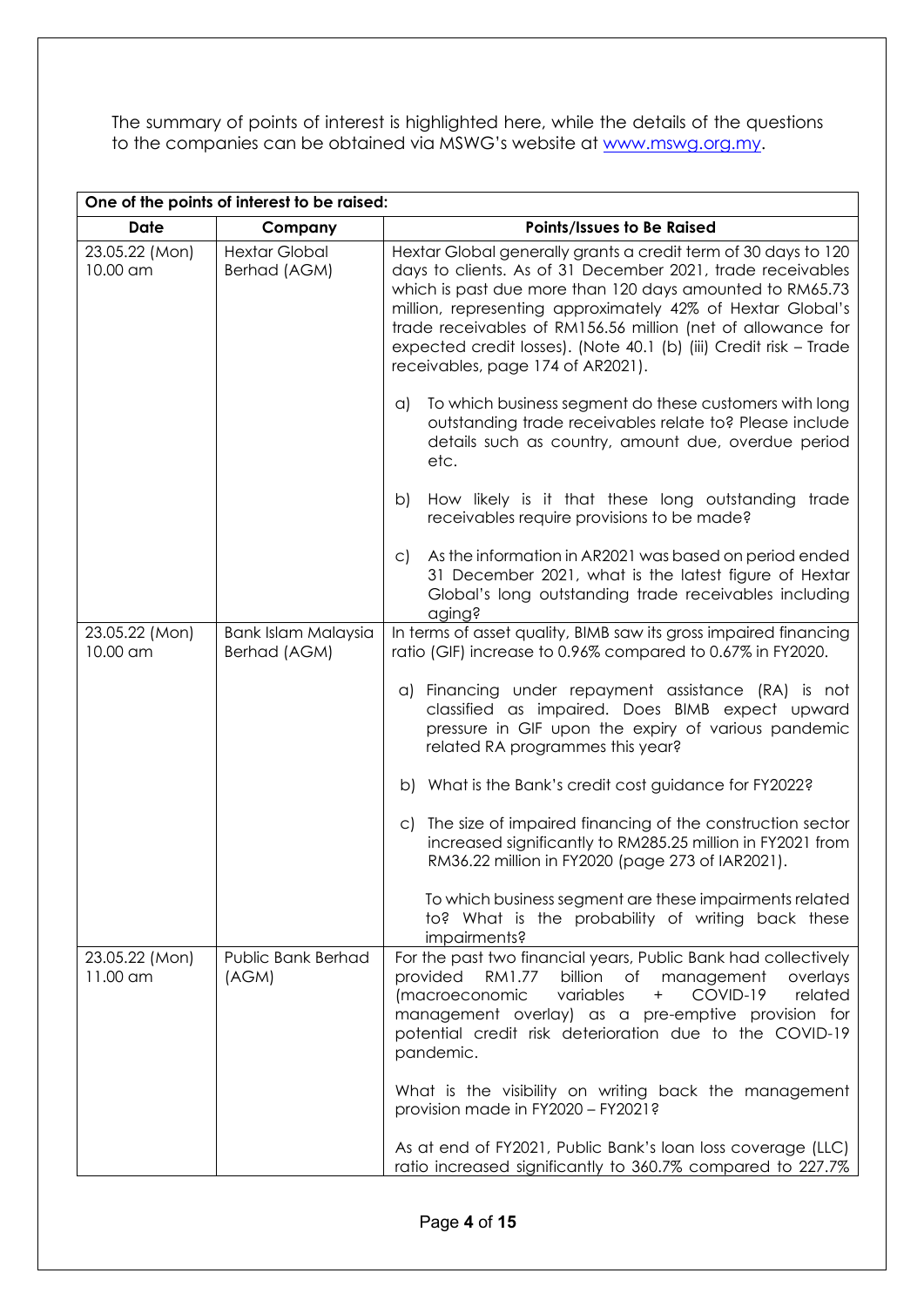The summary of points of interest is highlighted here, while the details of the questions to the companies can be obtained via MSWG's website at www.mswg.org.my.

| **One of the points of interest to be raised:** | | |
|---|---|---|
| **Date** | **Company** | **Points/Issues to Be Raised** |
| 23.05.22 (Mon) 10.00 am | Hextar Global Berhad (AGM) | Hextar Global generally grants a credit term of 30 days to 120 days to clients. As of 31 December 2021, trade receivables which is past due more than 120 days amounted to RM65.73 million, representing approximately 42% of Hextar Global's trade receivables of RM156.56 million (net of allowance for expected credit losses). (Note 40.1 (b) (iii) Credit risk – Trade receivables, page 174 of AR2021).<br><br>a) To which business segment do these customers with long outstanding trade receivables relate to? Please include details such as country, amount due, overdue period etc.<br><br>b) How likely is it that these long outstanding trade receivables require provisions to be made?<br><br>c) As the information in AR2021 was based on period ended 31 December 2021, what is the latest figure of Hextar Global's long outstanding trade receivables including aging? |
| 23.05.22 (Mon) 10.00 am | Bank Islam Malaysia Berhad (AGM) | In terms of asset quality, BIMB saw its gross impaired financing ratio (GIF) increase to 0.96% compared to 0.67% in FY2020.<br><br>a) Financing under repayment assistance (RA) is not classified as impaired. Does BIMB expect upward pressure in GIF upon the expiry of various pandemic related RA programmes this year?<br><br>b) What is the Bank's credit cost guidance for FY2022?<br><br>c) The size of impaired financing of the construction sector increased significantly to RM285.25 million in FY2021 from RM36.22 million in FY2020 (page 273 of IAR2021).<br><br>To which business segment are these impairments related to? What is the probability of writing back these impairments? |
| 23.05.22 (Mon) 11.00 am | Public Bank Berhad (AGM) | For the past two financial years, Public Bank had collectively provided RM1.77 billion of management overlays (macroeconomic variables + COVID-19 related management overlay) as a pre-emptive provision for potential credit risk deterioration due to the COVID-19 pandemic.<br><br>What is the visibility on writing back the management provision made in FY2020 – FY2021?<br><br>As at end of FY2021, Public Bank's loan loss coverage (LLC) ratio increased significantly to 360.7% compared to 227.7% |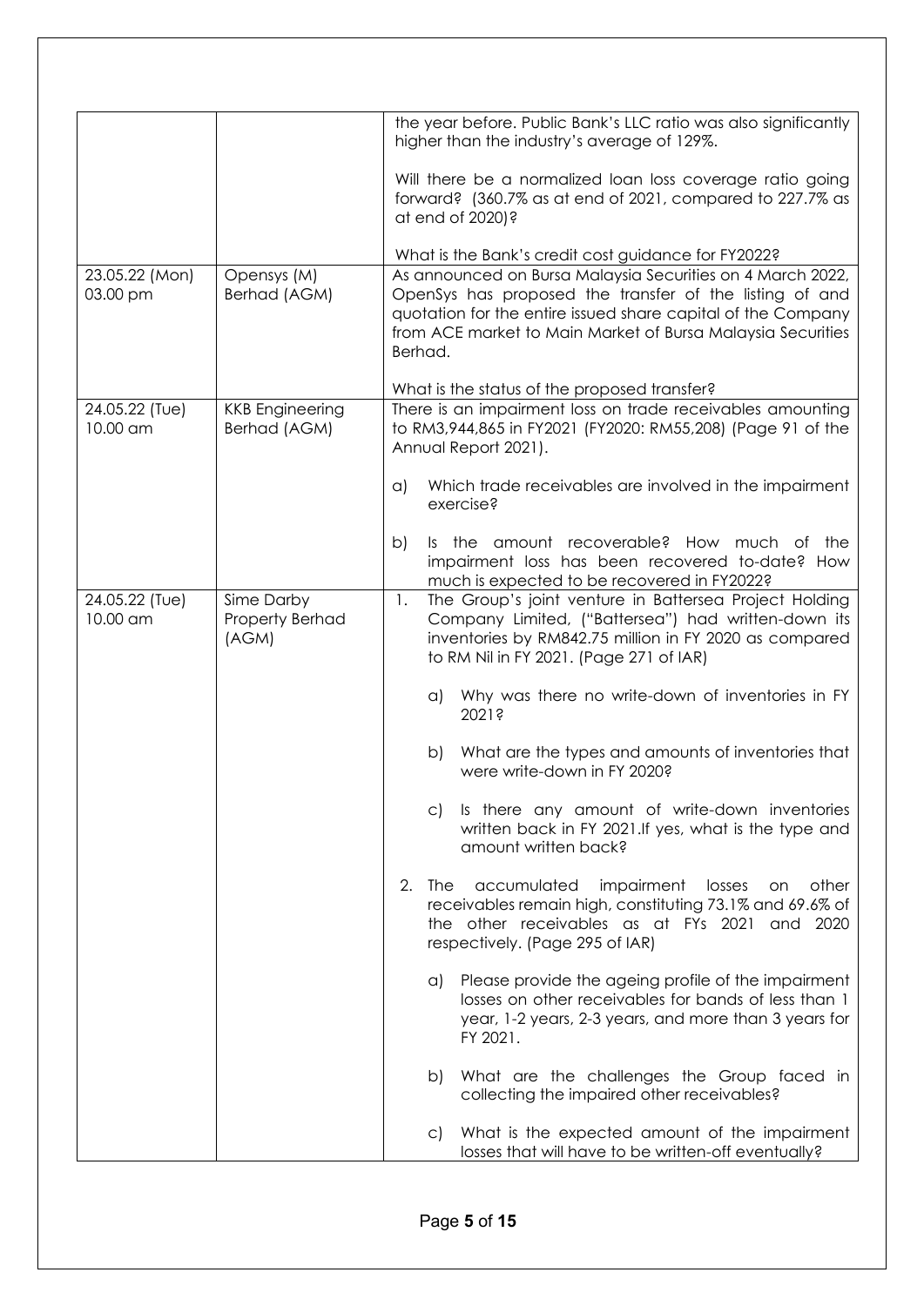| | | |
|---|---|---|
| | | the year before. Public Bank's LLC ratio was also significantly higher than the industry's average of 129%.<br><br>Will there be a normalized loan loss coverage ratio going forward? (360.7% as at end of 2021, compared to 227.7% as at end of 2020)?<br><br>What is the Bank's credit cost guidance for FY2022? |
| 23.05.22 (Mon) 03.00 pm | Opensys (M) Berhad (AGM) | As announced on Bursa Malaysia Securities on 4 March 2022, OpenSys has proposed the transfer of the listing of and quotation for the entire issued share capital of the Company from ACE market to Main Market of Bursa Malaysia Securities Berhad.<br><br>What is the status of the proposed transfer? |
| 24.05.22 (Tue) 10.00 am | KKB Engineering Berhad (AGM) | There is an impairment loss on trade receivables amounting to RM3,944,865 in FY2021 (FY2020: RM55,208) (Page 91 of the Annual Report 2021).<br><br>a) Which trade receivables are involved in the impairment exercise?<br><br>b) Is the amount recoverable? How much of the impairment loss has been recovered to-date? How much is expected to be recovered in FY2022? |
| 24.05.22 (Tue) 10.00 am | Sime Darby Property Berhad (AGM) | 1. The Group's joint venture in Battersea Project Holding Company Limited, ("Battersea") had written-down its inventories by RM842.75 million in FY 2020 as compared to RM Nil in FY 2021. (Page 271 of IAR)<br><br>a) Why was there no write-down of inventories in FY 2021?<br><br>b) What are the types and amounts of inventories that were write-down in FY 2020?<br><br>c) Is there any amount of write-down inventories written back in FY 2021.If yes, what is the type and amount written back?<br><br>2. The accumulated impairment losses on other receivables remain high, constituting 73.1% and 69.6% of the other receivables as at FYs 2021 and 2020 respectively. (Page 295 of IAR)<br><br>a) Please provide the ageing profile of the impairment losses on other receivables for bands of less than 1 year, 1-2 years, 2-3 years, and more than 3 years for FY 2021.<br><br>b) What are the challenges the Group faced in collecting the impaired other receivables?<br><br>c) What is the expected amount of the impairment losses that will have to be written-off eventually? |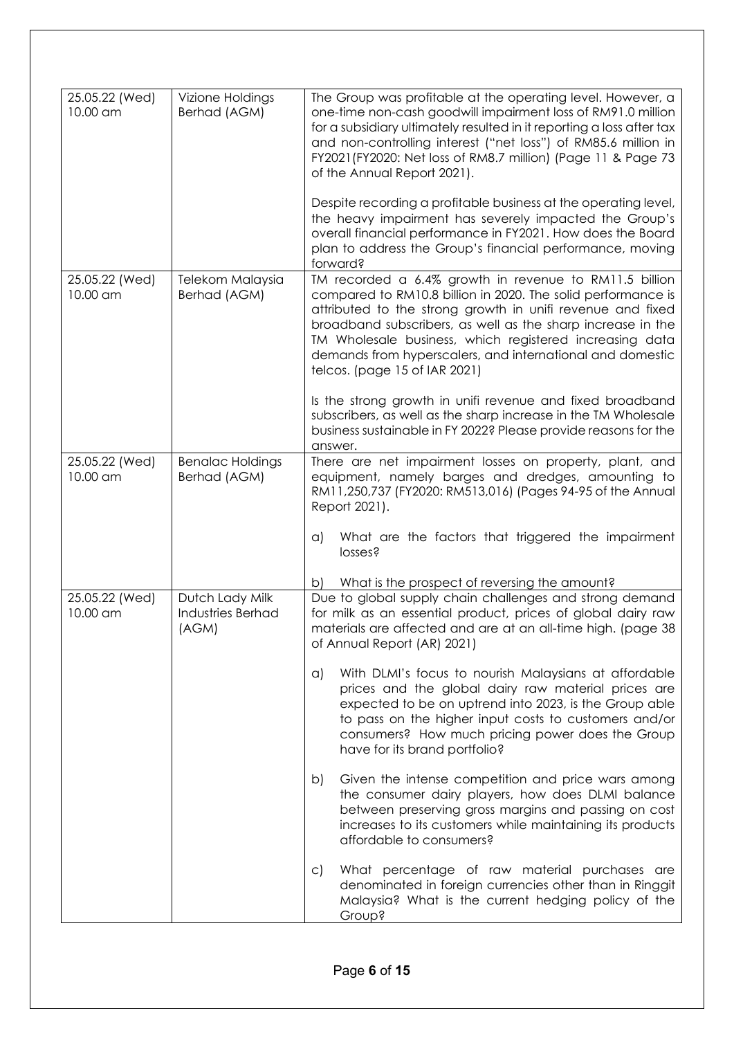| | | |
|---|---|---|
| 25.05.22 (Wed) 10.00 am | Vizione Holdings Berhad (AGM) | The Group was profitable at the operating level. However, a one-time non-cash goodwill impairment loss of RM91.0 million for a subsidiary ultimately resulted in it reporting a loss after tax and non-controlling interest ("net loss") of RM85.6 million in FY2021(FY2020: Net loss of RM8.7 million) (Page 11 & Page 73 of the Annual Report 2021).<br><br>Despite recording a profitable business at the operating level, the heavy impairment has severely impacted the Group's overall financial performance in FY2021. How does the Board plan to address the Group's financial performance, moving forward? |
| 25.05.22 (Wed) 10.00 am | Telekom Malaysia Berhad (AGM) | TM recorded a 6.4% growth in revenue to RM11.5 billion compared to RM10.8 billion in 2020. The solid performance is attributed to the strong growth in unifi revenue and fixed broadband subscribers, as well as the sharp increase in the TM Wholesale business, which registered increasing data demands from hyperscalers, and international and domestic telcos. (page 15 of IAR 2021)<br><br>Is the strong growth in unifi revenue and fixed broadband subscribers, as well as the sharp increase in the TM Wholesale business sustainable in FY 2022? Please provide reasons for the answer. |
| 25.05.22 (Wed) 10.00 am | Benalac Holdings Berhad (AGM) | There are net impairment losses on property, plant, and equipment, namely barges and dredges, amounting to RM11,250,737 (FY2020: RM513,016) (Pages 94-95 of the Annual Report 2021).<br><br>a) What are the factors that triggered the impairment losses?<br><br>b) What is the prospect of reversing the amount? |
| 25.05.22 (Wed) 10.00 am | Dutch Lady Milk Industries Berhad (AGM) | Due to global supply chain challenges and strong demand for milk as an essential product, prices of global dairy raw materials are affected and are at an all-time high. (page 38 of Annual Report (AR) 2021)<br><br>a) With DLMI's focus to nourish Malaysians at affordable prices and the global dairy raw material prices are expected to be on uptrend into 2023, is the Group able to pass on the higher input costs to customers and/or consumers? How much pricing power does the Group have for its brand portfolio?<br><br>b) Given the intense competition and price wars among the consumer dairy players, how does DLMI balance between preserving gross margins and passing on cost increases to its customers while maintaining its products affordable to consumers?<br><br>c) What percentage of raw material purchases are denominated in foreign currencies other than in Ringgit Malaysia? What is the current hedging policy of the Group? |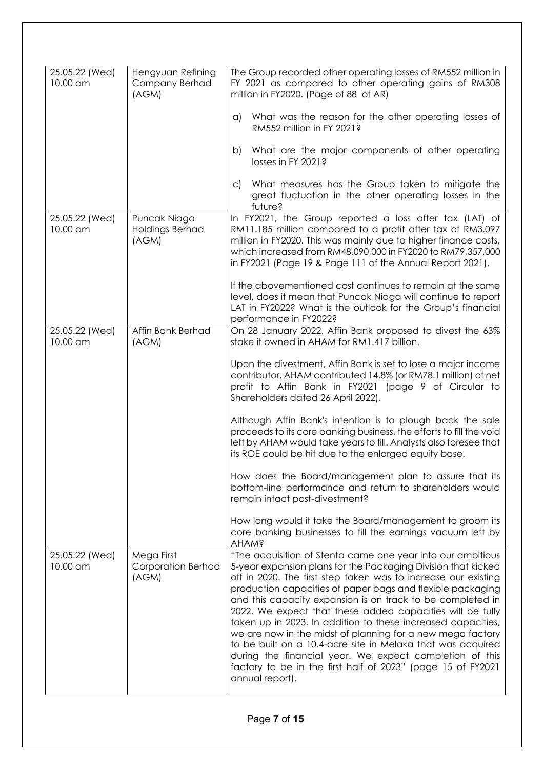| | | |
|---|---|---|
| 25.05.22 (Wed) 10.00 am | Hengyuan Refining Company Berhad (AGM) | The Group recorded other operating losses of RM552 million in FY 2021 as compared to other operating gains of RM308 million in FY2020. (Page of 88 of AR)<br><br>a) What was the reason for the other operating losses of RM552 million in FY 2021?<br><br>b) What are the major components of other operating losses in FY 2021?<br><br>c) What measures has the Group taken to mitigate the great fluctuation in the other operating losses in the future? |
| 25.05.22 (Wed) 10.00 am | Puncak Niaga Holdings Berhad (AGM) | In FY2021, the Group reported a loss after tax (LAT) of RM11.185 million compared to a profit after tax of RM3.097 million in FY2020. This was mainly due to higher finance costs, which increased from RM48,090,000 in FY2020 to RM79,357,000 in FY2021 (Page 19 & Page 111 of the Annual Report 2021).<br><br>If the abovementioned cost continues to remain at the same level, does it mean that Puncak Niaga will continue to report LAT in FY2022? What is the outlook for the Group's financial performance in FY2022? |
| 25.05.22 (Wed) 10.00 am | Affin Bank Berhad (AGM) | On 28 January 2022, Affin Bank proposed to divest the 63% stake it owned in AHAM for RM1.417 billion.<br><br>Upon the divestment, Affin Bank is set to lose a major income contributor. AHAM contributed 14.8% (or RM78.1 million) of net profit to Affin Bank in FY2021 (page 9 of Circular to Shareholders dated 26 April 2022).<br><br>Although Affin Bank's intention is to plough back the sale proceeds to its core banking business, the efforts to fill the void left by AHAM would take years to fill. Analysts also foresee that its ROE could be hit due to the enlarged equity base.<br><br>How does the Board/management plan to assure that its bottom-line performance and return to shareholders would remain intact post-divestment?<br><br>How long would it take the Board/management to groom its core banking businesses to fill the earnings vacuum left by AHAM? |
| 25.05.22 (Wed) 10.00 am | Mega First Corporation Berhad (AGM) | "The acquisition of Stenta came one year into our ambitious 5-year expansion plans for the Packaging Division that kicked off in 2020. The first step taken was to increase our existing production capacities of paper bags and flexible packaging and this capacity expansion is on track to be completed in 2022. We expect that these added capacities will be fully taken up in 2023. In addition to these increased capacities, we are now in the midst of planning for a new mega factory to be built on a 10.4-acre site in Melaka that was acquired during the financial year. We expect completion of this factory to be in the first half of 2023" (page 15 of FY2021 annual report). |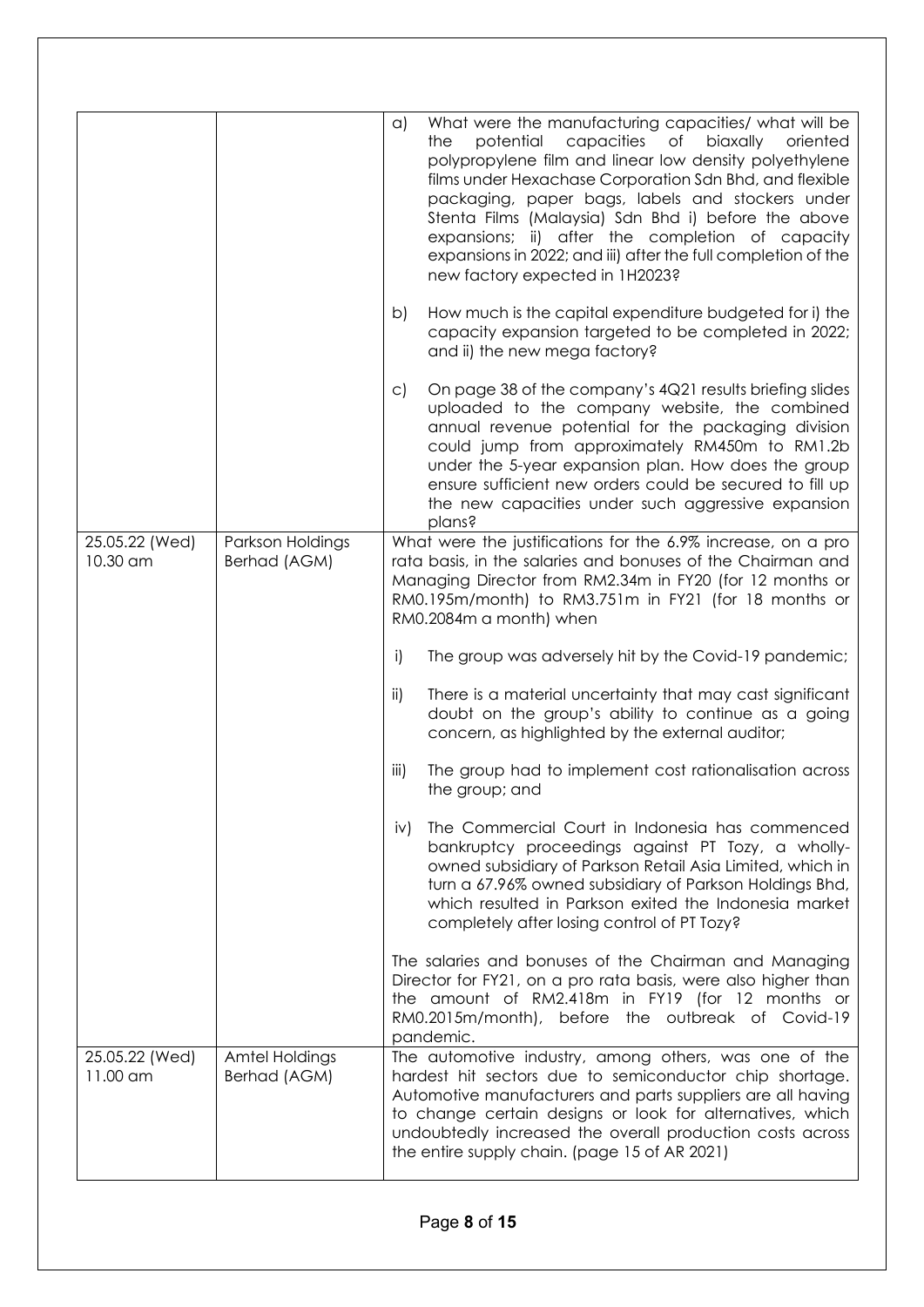| | | |
|---|---|---|
| | | a) What were the manufacturing capacities/ what will be the potential capacities of biaxally oriented polypropylene film and linear low density polyethylene films under Hexachase Corporation Sdn Bhd, and flexible packaging, paper bags, labels and stockers under Stenta Films (Malaysia) Sdn Bhd i) before the above expansions; ii) after the completion of capacity expansions in 2022; and iii) after the full completion of the new factory expected in 1H2023?<br><br>b) How much is the capital expenditure budgeted for i) the capacity expansion targeted to be completed in 2022; and ii) the new mega factory?<br><br>c) On page 38 of the company's 4Q21 results briefing slides uploaded to the company website, the combined annual revenue potential for the packaging division could jump from approximately RM450m to RM1.2b under the 5-year expansion plan. How does the group ensure sufficient new orders could be secured to fill up the new capacities under such aggressive expansion plans? |
| 25.05.22 (Wed) 10.30 am | Parkson Holdings Berhad (AGM) | What were the justifications for the 6.9% increase, on a pro rata basis, in the salaries and bonuses of the Chairman and Managing Director from RM2.34m in FY20 (for 12 months or RM0.195m/month) to RM3.751m in FY21 (for 18 months or RM0.2084m a month) when<br><br>i) The group was adversely hit by the Covid-19 pandemic;<br><br>ii) There is a material uncertainty that may cast significant doubt on the group's ability to continue as a going concern, as highlighted by the external auditor;<br><br>iii) The group had to implement cost rationalisation across the group; and<br><br>iv) The Commercial Court in Indonesia has commenced bankruptcy proceedings against PT Tozy, a wholly-owned subsidiary of Parkson Retail Asia Limited, which in turn a 67.96% owned subsidiary of Parkson Holdings Bhd, which resulted in Parkson exited the Indonesia market completely after losing control of PT Tozy?<br><br>The salaries and bonuses of the Chairman and Managing Director for FY21, on a pro rata basis, were also higher than the amount of RM2.418m in FY19 (for 12 months or RM0.2015m/month), before the outbreak of Covid-19 pandemic. |
| 25.05.22 (Wed) 11.00 am | Amtel Holdings Berhad (AGM) | The automotive industry, among others, was one of the hardest hit sectors due to semiconductor chip shortage. Automotive manufacturers and parts suppliers are all having to change certain designs or look for alternatives, which undoubtedly increased the overall production costs across the entire supply chain. (page 15 of AR 2021) |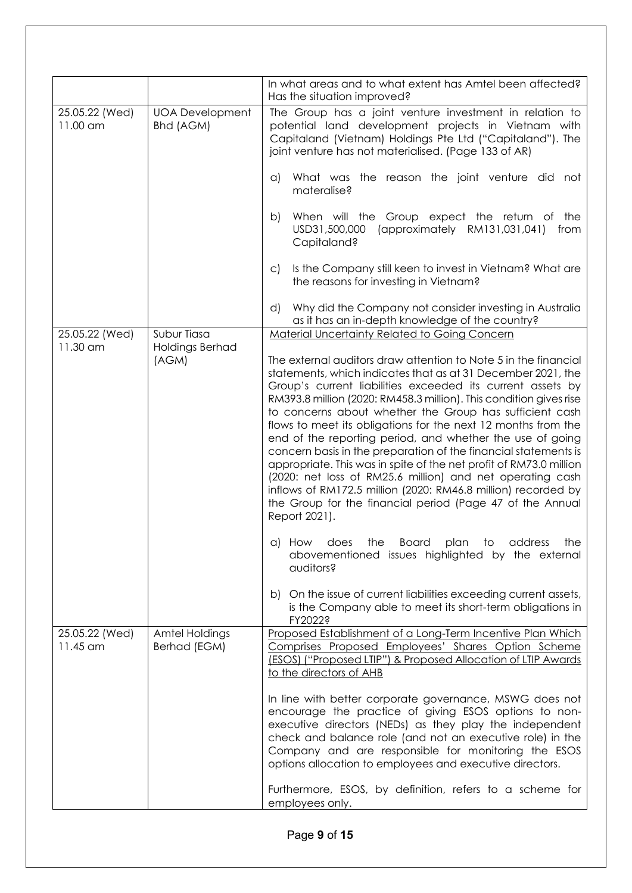| | | |
|---|---|---|
| | | In what areas and to what extent has Amtel been affected? Has the situation improved? |
| 25.05.22 (Wed) 11.00 am | UOA Development Bhd (AGM) | The Group has a joint venture investment in relation to potential land development projects in Vietnam with Capitaland (Vietnam) Holdings Pte Ltd ("Capitaland"). The joint venture has not materialised. (Page 133 of AR)<br><br>a) What was the reason the joint venture did not materalise?<br><br>b) When will the Group expect the return of the USD31,500,000 (approximately RM131,031,041) from Capitaland?<br><br>c) Is the Company still keen to invest in Vietnam? What are the reasons for investing in Vietnam?<br><br>d) Why did the Company not consider investing in Australia as it has an in-depth knowledge of the country? |
| 25.05.22 (Wed) 11.30 am | Subur Tiasa Holdings Berhad (AGM) | <u>Material Uncertainty Related to Going Concern</u><br><br>The external auditors draw attention to Note 5 in the financial statements, which indicates that as at 31 December 2021, the Group's current liabilities exceeded its current assets by RM393.8 million (2020: RM458.3 million). This condition gives rise to concerns about whether the Group has sufficient cash flows to meet its obligations for the next 12 months from the end of the reporting period, and whether the use of going concern basis in the preparation of the financial statements is appropriate. This was in spite of the net profit of RM73.0 million (2020: net loss of RM25.6 million) and net operating cash inflows of RM172.5 million (2020: RM46.8 million) recorded by the Group for the financial period (Page 47 of the Annual Report 2021).<br><br>a) How does the Board plan to address the abovementioned issues highlighted by the external auditors?<br><br>b) On the issue of current liabilities exceeding current assets, is the Company able to meet its short-term obligations in FY2022? |
| 25.05.22 (Wed) 11.45 am | Amtel Holdings Berhad (EGM) | <u>Proposed Establishment of a Long-Term Incentive Plan Which Comprises Proposed Employees' Shares Option Scheme (ESOS) ("Proposed LTIP") & Proposed Allocation of LTIP Awards to the directors of AHB</u><br><br>In line with better corporate governance, MSWG does not encourage the practice of giving ESOS options to non-executive directors (NEDs) as they play the independent check and balance role (and not an executive role) in the Company and are responsible for monitoring the ESOS options allocation to employees and executive directors.<br><br>Furthermore, ESOS, by definition, refers to a scheme for employees only. |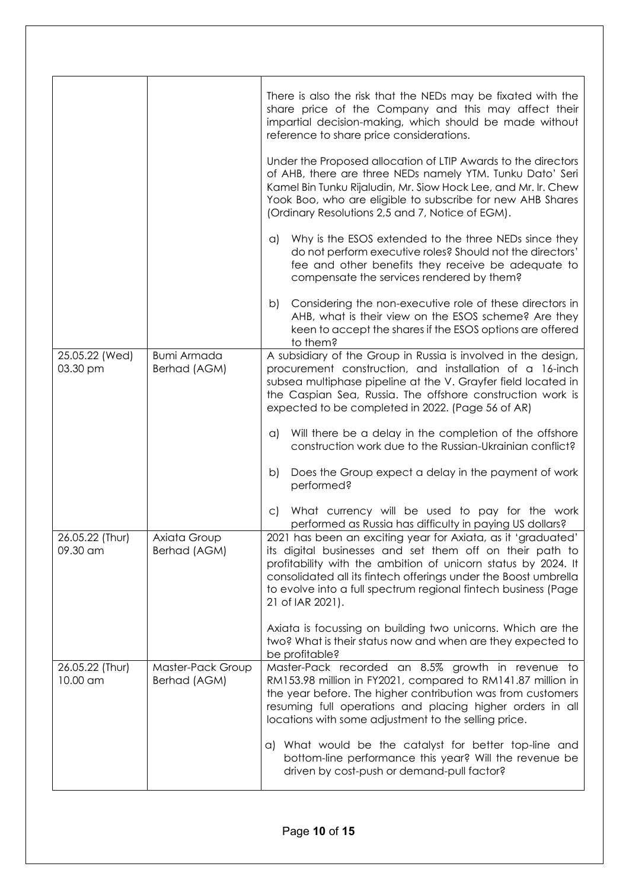| | | |
|---|---|---|
| | | There is also the risk that the NEDs may be fixated with the share price of the Company and this may affect their impartial decision-making, which should be made without reference to share price considerations.<br><br>Under the Proposed allocation of LTIP Awards to the directors of AHB, there are three NEDs namely YTM. Tunku Dato' Seri Kamel Bin Tunku Rijaludin, Mr. Siow Hock Lee, and Mr. Ir. Chew Yook Boo, who are eligible to subscribe for new AHB Shares (Ordinary Resolutions 2,5 and 7, Notice of EGM).<br><br>a) Why is the ESOS extended to the three NEDs since they do not perform executive roles? Should not the directors' fee and other benefits they receive be adequate to compensate the services rendered by them?<br><br>b) Considering the non-executive role of these directors in AHB, what is their view on the ESOS scheme? Are they keen to accept the shares if the ESOS options are offered to them? |
| 25.05.22 (Wed) 03.30 pm | Bumi Armada Berhad (AGM) | A subsidiary of the Group in Russia is involved in the design, procurement construction, and installation of a 16-inch subsea multiphase pipeline at the V. Grayfer field located in the Caspian Sea, Russia. The offshore construction work is expected to be completed in 2022. (Page 56 of AR)<br><br>a) Will there be a delay in the completion of the offshore construction work due to the Russian-Ukrainian conflict?<br><br>b) Does the Group expect a delay in the payment of work performed?<br><br>c) What currency will be used to pay for the work performed as Russia has difficulty in paying US dollars? |
| 26.05.22 (Thur) 09.30 am | Axiata Group Berhad (AGM) | 2021 has been an exciting year for Axiata, as it 'graduated' its digital businesses and set them off on their path to profitability with the ambition of unicorn status by 2024. It consolidated all its fintech offerings under the Boost umbrella to evolve into a full spectrum regional fintech business (Page 21 of IAR 2021).<br><br>Axiata is focussing on building two unicorns. Which are the two? What is their status now and when are they expected to be profitable? |
| 26.05.22 (Thur) 10.00 am | Master-Pack Group Berhad (AGM) | Master-Pack recorded an 8.5% growth in revenue to RM153.98 million in FY2021, compared to RM141.87 million in the year before. The higher contribution was from customers resuming full operations and placing higher orders in all locations with some adjustment to the selling price.<br><br>a) What would be the catalyst for better top-line and bottom-line performance this year? Will the revenue be driven by cost-push or demand-pull factor? |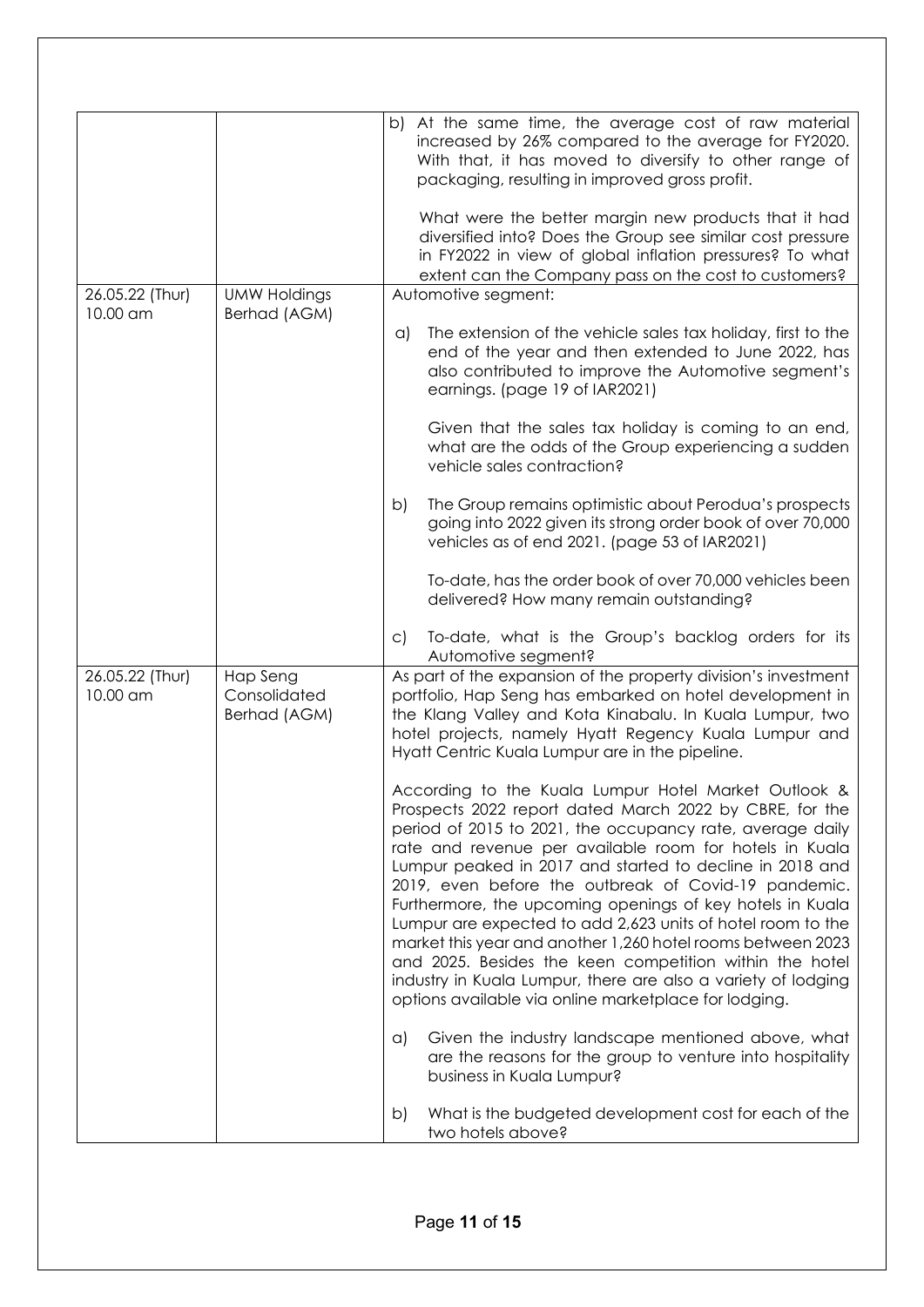| | | |
|---|---|---|
| | | b) At the same time, the average cost of raw material increased by 26% compared to the average for FY2020. With that, it has moved to diversify to other range of packaging, resulting in improved gross profit.<br><br>What were the better margin new products that it had diversified into? Does the Group see similar cost pressure in FY2022 in view of global inflation pressures? To what extent can the Company pass on the cost to customers? |
| 26.05.22 (Thur) 10.00 am | UMW Holdings Berhad (AGM) | Automotive segment:<br><br>a) The extension of the vehicle sales tax holiday, first to the end of the year and then extended to June 2022, has also contributed to improve the Automotive segment's earnings. (page 19 of IAR2021)<br><br>Given that the sales tax holiday is coming to an end, what are the odds of the Group experiencing a sudden vehicle sales contraction?<br><br>b) The Group remains optimistic about Perodua's prospects going into 2022 given its strong order book of over 70,000 vehicles as of end 2021. (page 53 of IAR2021)<br><br>To-date, has the order book of over 70,000 vehicles been delivered? How many remain outstanding?<br><br>c) To-date, what is the Group's backlog orders for its Automotive segment? |
| 26.05.22 (Thur) 10.00 am | Hap Seng Consolidated Berhad (AGM) | As part of the expansion of the property division's investment portfolio, Hap Seng has embarked on hotel development in the Klang Valley and Kota Kinabalu. In Kuala Lumpur, two hotel projects, namely Hyatt Regency Kuala Lumpur and Hyatt Centric Kuala Lumpur are in the pipeline.<br><br>According to the Kuala Lumpur Hotel Market Outlook & Prospects 2022 report dated March 2022 by CBRE, for the period of 2015 to 2021, the occupancy rate, average daily rate and revenue per available room for hotels in Kuala Lumpur peaked in 2017 and started to decline in 2018 and 2019, even before the outbreak of Covid-19 pandemic. Furthermore, the upcoming openings of key hotels in Kuala Lumpur are expected to add 2,623 units of hotel room to the market this year and another 1,260 hotel rooms between 2023 and 2025. Besides the keen competition within the hotel industry in Kuala Lumpur, there are also a variety of lodging options available via online marketplace for lodging.<br><br>a) Given the industry landscape mentioned above, what are the reasons for the group to venture into hospitality business in Kuala Lumpur?<br><br>b) What is the budgeted development cost for each of the two hotels above? |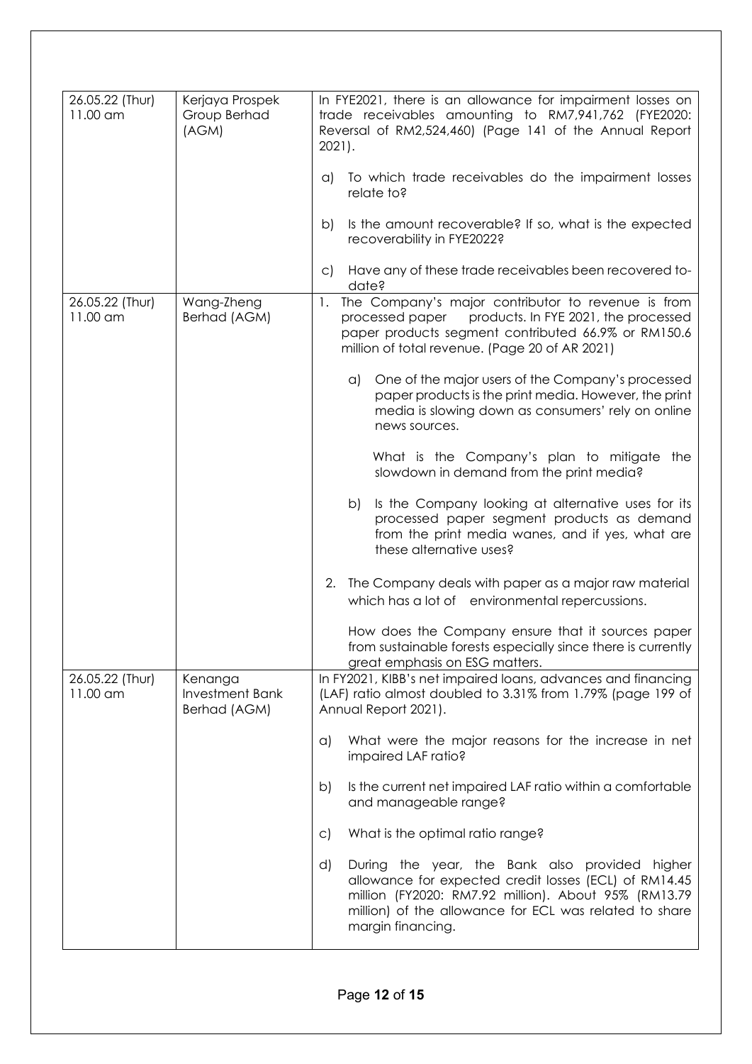| | | |
|---|---|---|
| 26.05.22 (Thur) 11.00 am | Kerjaya Prospek Group Berhad (AGM) | In FYE2021, there is an allowance for impairment losses on trade receivables amounting to RM7,941,762 (FYE2020: Reversal of RM2,524,460) (Page 141 of the Annual Report 2021).<br><br>a) To which trade receivables do the impairment losses relate to?<br><br>b) Is the amount recoverable? If so, what is the expected recoverability in FYE2022?<br><br>c) Have any of these trade receivables been recovered to-date? |
| 26.05.22 (Thur) 11.00 am | Wang-Zheng Berhad (AGM) | 1. The Company's major contributor to revenue is from processed paper products. In FYE 2021, the processed paper products segment contributed 66.9% or RM150.6 million of total revenue. (Page 20 of AR 2021)<br><br>a) One of the major users of the Company's processed paper products is the print media. However, the print media is slowing down as consumers' rely on online news sources.<br><br>What is the Company's plan to mitigate the slowdown in demand from the print media?<br><br>b) Is the Company looking at alternative uses for its processed paper segment products as demand from the print media wanes, and if yes, what are these alternative uses?<br><br>2. The Company deals with paper as a major raw material which has a lot of environmental repercussions.<br><br>How does the Company ensure that it sources paper from sustainable forests especially since there is currently great emphasis on ESG matters. |
| 26.05.22 (Thur) 11.00 am | Kenanga Investment Bank Berhad (AGM) | In FY2021, KIBB's net impaired loans, advances and financing (LAF) ratio almost doubled to 3.31% from 1.79% (page 199 of Annual Report 2021).<br><br>a) What were the major reasons for the increase in net impaired LAF ratio?<br><br>b) Is the current net impaired LAF ratio within a comfortable and manageable range?<br><br>c) What is the optimal ratio range?<br><br>d) During the year, the Bank also provided higher allowance for expected credit losses (ECL) of RM14.45 million (FY2020: RM7.92 million). About 95% (RM13.79 million) of the allowance for ECL was related to share margin financing. |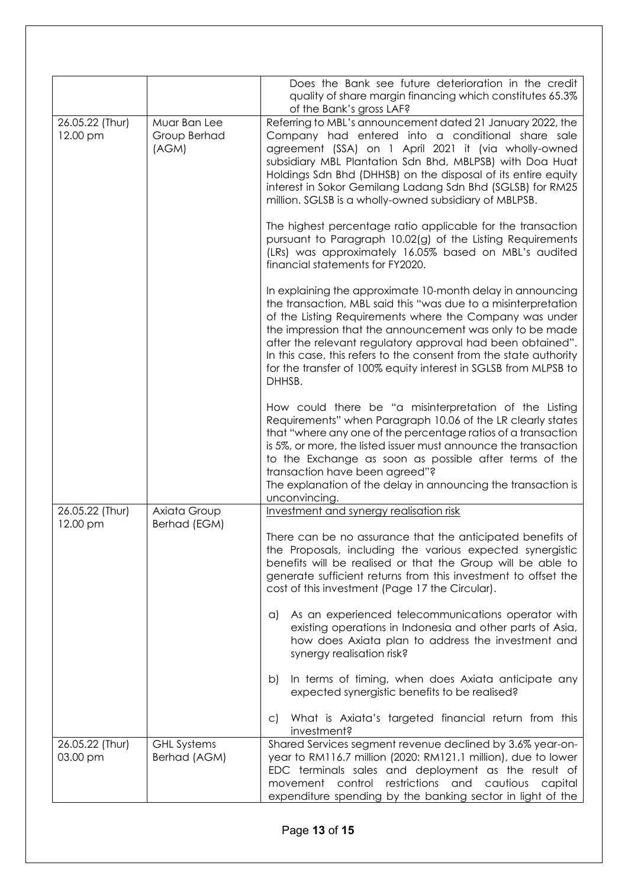| | | |
|---|---|---|
| | | Does the Bank see future deterioration in the credit quality of share margin financing which constitutes 65.3% of the Bank's gross LAF? |
| 26.05.22 (Thur) 12.00 pm | Muar Ban Lee Group Berhad (AGM) | Referring to MBL's announcement dated 21 January 2022, the Company had entered into a conditional share sale agreement (SSA) on 1 April 2021 it (via wholly-owned subsidiary MBL Plantation Sdn Bhd, MBLPSB) with Doa Huat Holdings Sdn Bhd (DHHSB) on the disposal of its entire equity interest in Sokor Gemilang Ladang Sdn Bhd (SGLSB) for RM25 million. SGLSB is a wholly-owned subsidiary of MBLPSB.<br><br>The highest percentage ratio applicable for the transaction pursuant to Paragraph 10.02(g) of the Listing Requirements (LRs) was approximately 16.05% based on MBL's audited financial statements for FY2020.<br><br>In explaining the approximate 10-month delay in announcing the transaction, MBL said this "was due to a misinterpretation of the Listing Requirements where the Company was under the impression that the announcement was only to be made after the relevant regulatory approval had been obtained". In this case, this refers to the consent from the state authority for the transfer of 100% equity interest in SGLSB from MLPSB to DHHSB.<br><br>How could there be "a misinterpretation of the Listing Requirements" when Paragraph 10.06 of the LR clearly states that "where any one of the percentage ratios of a transaction is 5%, or more, the listed issuer must announce the transaction to the Exchange as soon as possible after terms of the transaction have been agreed"?<br>The explanation of the delay in announcing the transaction is unconvincing. |
| 26.05.22 (Thur) 12.00 pm | Axiata Group Berhad (EGM) | <u>Investment and synergy realisation risk</u><br><br>There can be no assurance that the anticipated benefits of the Proposals, including the various expected synergistic benefits will be realised or that the Group will be able to generate sufficient returns from this investment to offset the cost of this investment (Page 17 the Circular).<br><br>a) As an experienced telecommunications operator with existing operations in Indonesia and other parts of Asia, how does Axiata plan to address the investment and synergy realisation risk?<br><br>b) In terms of timing, when does Axiata anticipate any expected synergistic benefits to be realised?<br><br>c) What is Axiata's targeted financial return from this investment? |
| 26.05.22 (Thur) 03.00 pm | GHL Systems Berhad (AGM) | Shared Services segment revenue declined by 3.6% year-on-year to RM116.7 million (2020: RM121.1 million), due to lower EDC terminals sales and deployment as the result of movement control restrictions and cautious capital expenditure spending by the banking sector in light of the |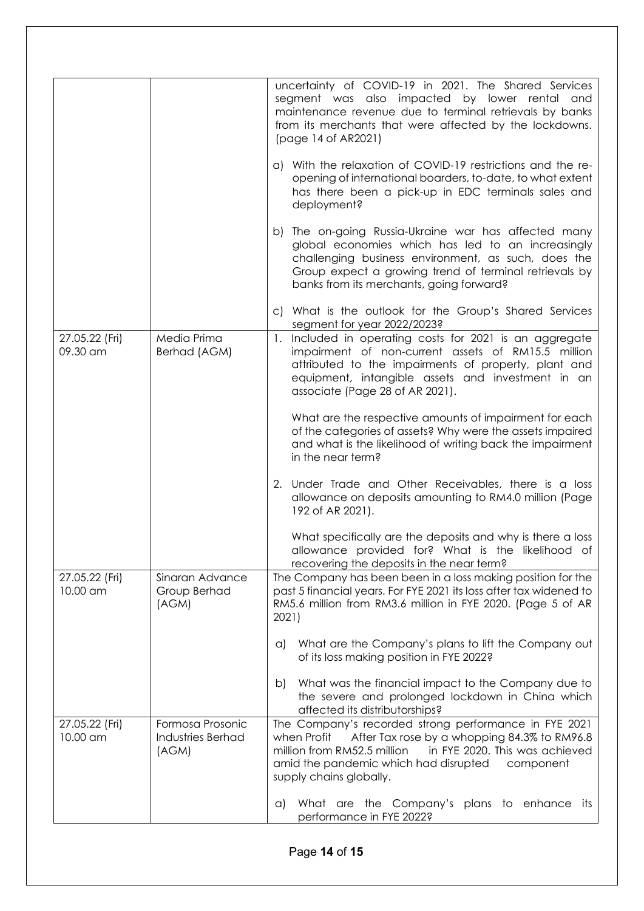| | | |
|---|---|---|
| | | uncertainty of COVID-19 in 2021. The Shared Services segment was also impacted by lower rental and maintenance revenue due to terminal retrievals by banks from its merchants that were affected by the lockdowns. (page 14 of AR2021)<br><br>a) With the relaxation of COVID-19 restrictions and the re-opening of international boarders, to-date, to what extent has there been a pick-up in EDC terminals sales and deployment?<br><br>b) The on-going Russia-Ukraine war has affected many global economies which has led to an increasingly challenging business environment, as such, does the Group expect a growing trend of terminal retrievals by banks from its merchants, going forward?<br><br>c) What is the outlook for the Group's Shared Services segment for year 2022/2023? |
| 27.05.22 (Fri) 09.30 am | Media Prima Berhad (AGM) | 1. Included in operating costs for 2021 is an aggregate impairment of non-current assets of RM15.5 million attributed to the impairments of property, plant and equipment, intangible assets and investment in an associate (Page 28 of AR 2021).<br><br>What are the respective amounts of impairment for each of the categories of assets? Why were the assets impaired and what is the likelihood of writing back the impairment in the near term?<br><br>2. Under Trade and Other Receivables, there is a loss allowance on deposits amounting to RM4.0 million (Page 192 of AR 2021).<br><br>What specifically are the deposits and why is there a loss allowance provided for? What is the likelihood of recovering the deposits in the near term? |
| 27.05.22 (Fri) 10.00 am | Sinaran Advance Group Berhad (AGM) | The Company has been been in a loss making position for the past 5 financial years. For FYE 2021 its loss after tax widened to RM5.6 million from RM3.6 million in FYE 2020. (Page 5 of AR 2021)<br><br>a) What are the Company's plans to lift the Company out of its loss making position in FYE 2022?<br><br>b) What was the financial impact to the Company due to the severe and prolonged lockdown in China which affected its distributorships? |
| 27.05.22 (Fri) 10.00 am | Formosa Prosonic Industries Berhad (AGM) | The Company's recorded strong performance in FYE 2021 when Profit After Tax rose by a whopping 84.3% to RM96.8 million from RM52.5 million in FYE 2020. This was achieved amid the pandemic which had disrupted component supply chains globally.<br><br>a) What are the Company's plans to enhance its performance in FYE 2022? |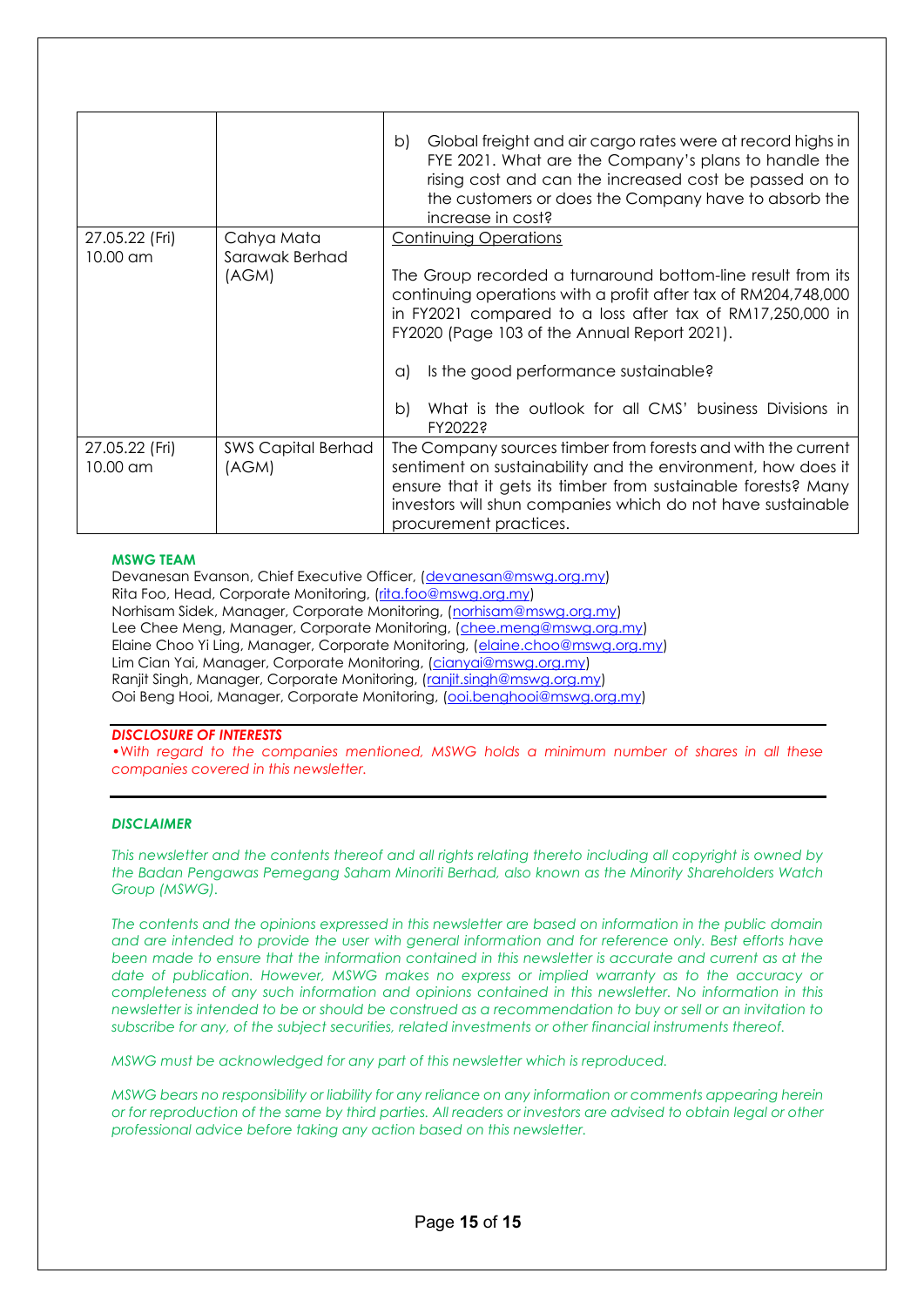| | | |
|---|---|---|
| | | b) Global freight and air cargo rates were at record highs in FYE 2021. What are the Company's plans to handle the rising cost and can the increased cost be passed on to the customers or does the Company have to absorb the increase in cost? |
| 27.05.22 (Fri) 10.00 am | Cahya Mata Sarawak Berhad (AGM) | Continuing Operations<br><br>The Group recorded a turnaround bottom-line result from its continuing operations with a profit after tax of RM204,748,000 in FY2021 compared to a loss after tax of RM17,250,000 in FY2020 (Page 103 of the Annual Report 2021).<br><br>a) Is the good performance sustainable?<br><br>b) What is the outlook for all CMS' business Divisions in FY2022? |
| 27.05.22 (Fri) 10.00 am | SWS Capital Berhad (AGM) | The Company sources timber from forests and with the current sentiment on sustainability and the environment, how does it ensure that it gets its timber from sustainable forests? Many investors will shun companies which do not have sustainable procurement practices. |

**MSWG TEAM**

Devanesan Evanson, Chief Executive Officer, (devanesan@mswg.org.my)
Rita Foo, Head, Corporate Monitoring, (rita.foo@mswg.org.my)
Norhisam Sidek, Manager, Corporate Monitoring, (norhisam@mswg.org.my)
Lee Chee Meng, Manager, Corporate Monitoring, (chee.meng@mswg.org.my)
Elaine Choo Yi Ling, Manager, Corporate Monitoring, (elaine.choo@mswg.org.my)
Lim Cian Yai, Manager, Corporate Monitoring, (cianyai@mswg.org.my)
Ranjit Singh, Manager, Corporate Monitoring, (ranjit.singh@mswg.org.my)
Ooi Beng Hooi, Manager, Corporate Monitoring, (ooi.benghooi@mswg.org.my)

***DISCLOSURE OF INTERESTS***

*•With regard to the companies mentioned, MSWG holds a minimum number of shares in all these companies covered in this newsletter.*

***DISCLAIMER***

*This newsletter and the contents thereof and all rights relating thereto including all copyright is owned by the Badan Pengawas Pemegang Saham Minoriti Berhad, also known as the Minority Shareholders Watch Group (MSWG).*

*The contents and the opinions expressed in this newsletter are based on information in the public domain and are intended to provide the user with general information and for reference only. Best efforts have been made to ensure that the information contained in this newsletter is accurate and current as at the date of publication. However, MSWG makes no express or implied warranty as to the accuracy or completeness of any such information and opinions contained in this newsletter. No information in this newsletter is intended to be or should be construed as a recommendation to buy or sell or an invitation to subscribe for any, of the subject securities, related investments or other financial instruments thereof.*

*MSWG must be acknowledged for any part of this newsletter which is reproduced.*

*MSWG bears no responsibility or liability for any reliance on any information or comments appearing herein or for reproduction of the same by third parties. All readers or investors are advised to obtain legal or other professional advice before taking any action based on this newsletter.*